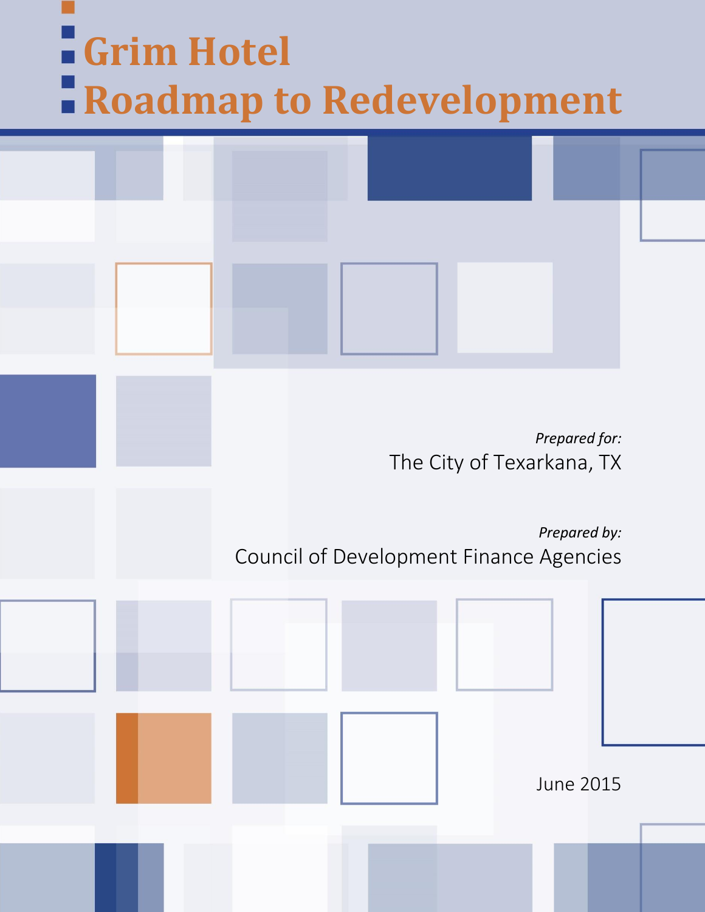# Grim Hotel Roadmap to Redevelopment

*Prepared for:*

The City of Texarkana, TX

*Prepared by:*

Council of Development Finance Agencies

June 2015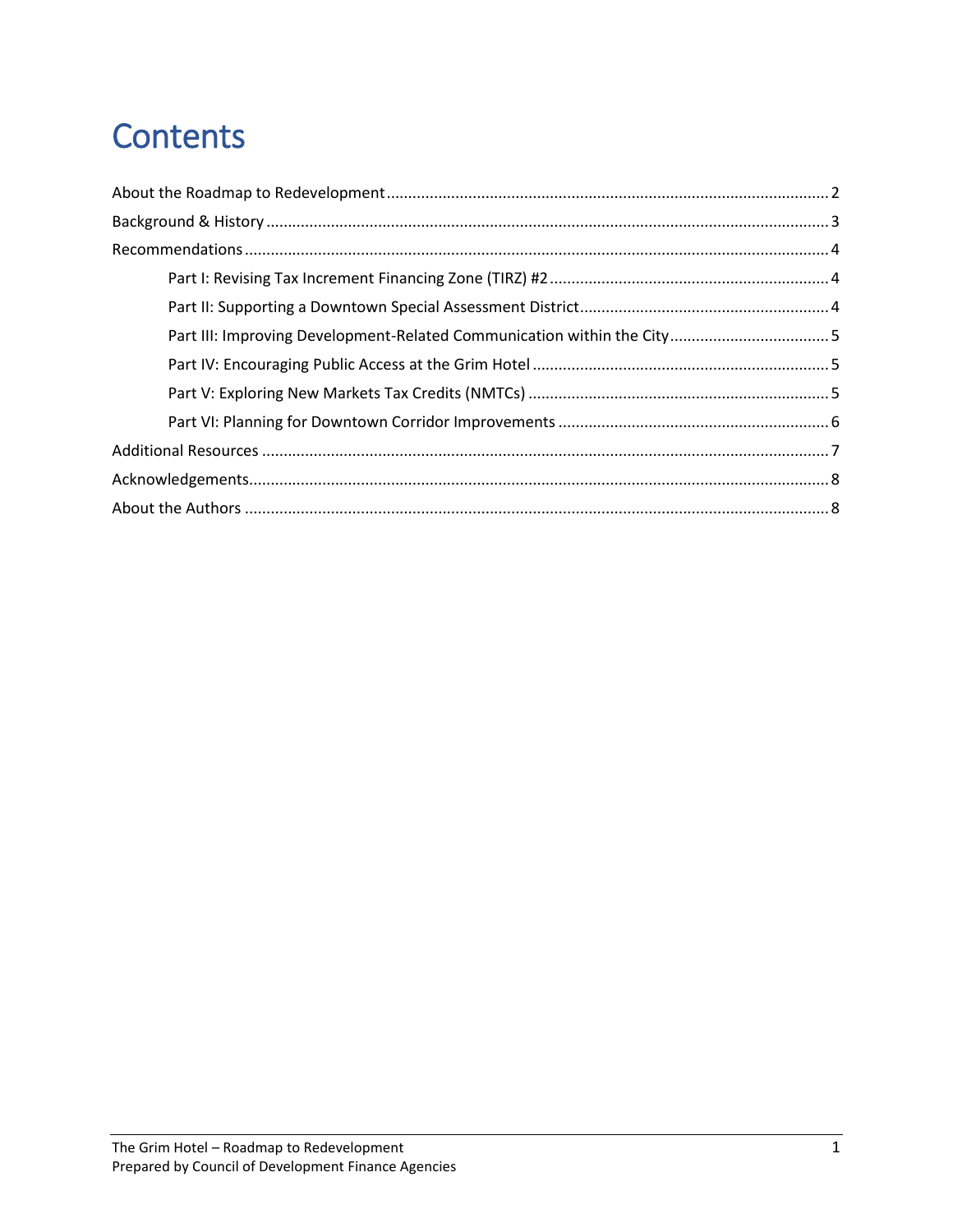# Contents

- About the Roadmap to Redevelopment ..... 2
- Background & History ..... 3
- Recommendations ..... 4
  - Part I: Revising Tax Increment Financing Zone (TIRZ) #2 ..... 4
  - Part II: Supporting a Downtown Special Assessment District ..... 4
  - Part III: Improving Development-Related Communication within the City ..... 5
  - Part IV: Encouraging Public Access at the Grim Hotel ..... 5
  - Part V: Exploring New Markets Tax Credits (NMTCs) ..... 5
  - Part VI: Planning for Downtown Corridor Improvements ..... 6
- Additional Resources ..... 7
- Acknowledgements ..... 8
- About the Authors ..... 8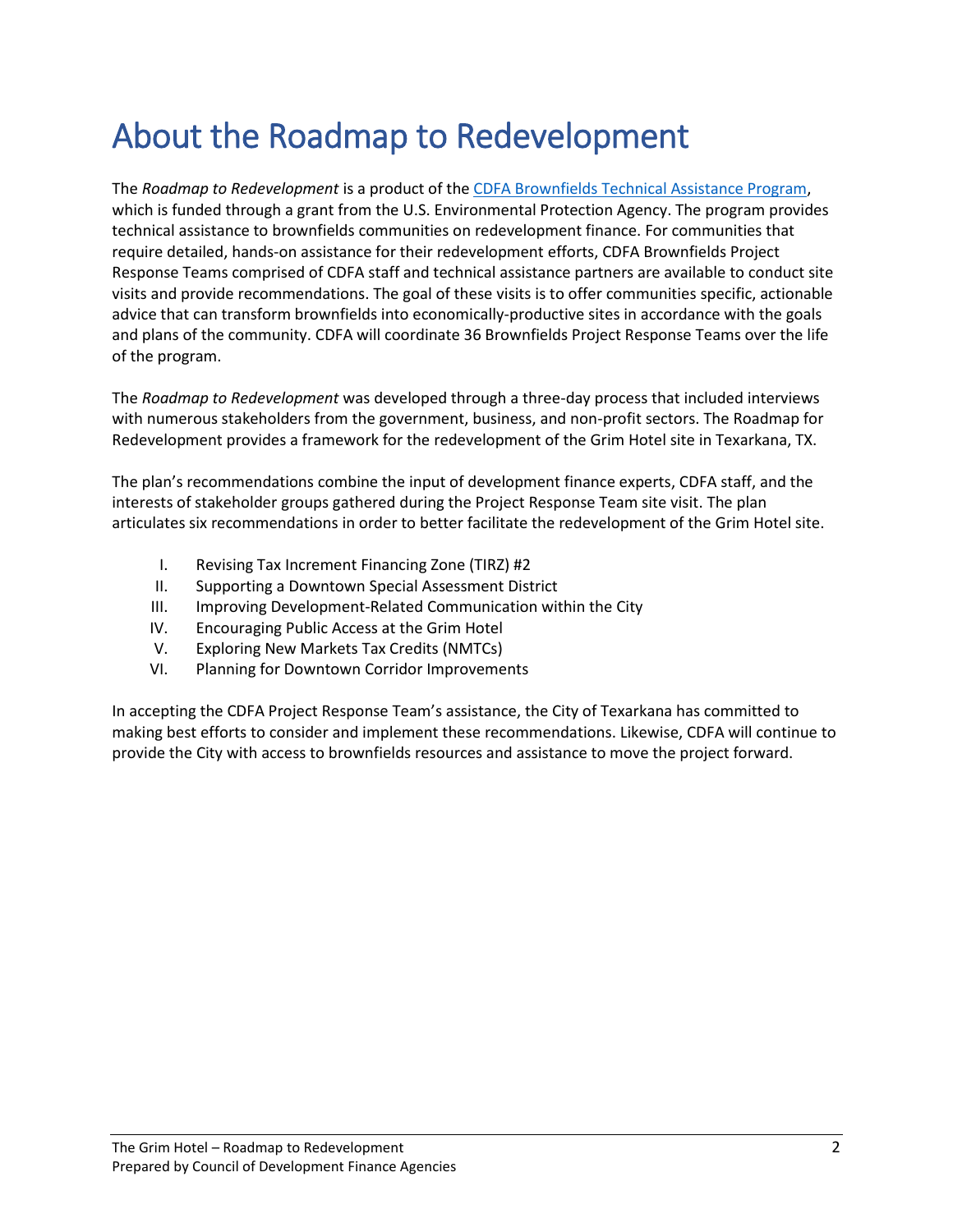# About the Roadmap to Redevelopment

The *Roadmap to Redevelopment* is a product of the [CDFA Brownfields Technical Assistance Program](), which is funded through a grant from the U.S. Environmental Protection Agency. The program provides technical assistance to brownfields communities on redevelopment finance. For communities that require detailed, hands-on assistance for their redevelopment efforts, CDFA Brownfields Project Response Teams comprised of CDFA staff and technical assistance partners are available to conduct site visits and provide recommendations. The goal of these visits is to offer communities specific, actionable advice that can transform brownfields into economically-productive sites in accordance with the goals and plans of the community. CDFA will coordinate 36 Brownfields Project Response Teams over the life of the program.

The *Roadmap to Redevelopment* was developed through a three-day process that included interviews with numerous stakeholders from the government, business, and non-profit sectors. The Roadmap for Redevelopment provides a framework for the redevelopment of the Grim Hotel site in Texarkana, TX.

The plan's recommendations combine the input of development finance experts, CDFA staff, and the interests of stakeholder groups gathered during the Project Response Team site visit. The plan articulates six recommendations in order to better facilitate the redevelopment of the Grim Hotel site.

I. Revising Tax Increment Financing Zone (TIRZ) #2
II. Supporting a Downtown Special Assessment District
III. Improving Development-Related Communication within the City
IV. Encouraging Public Access at the Grim Hotel
V. Exploring New Markets Tax Credits (NMTCs)
VI. Planning for Downtown Corridor Improvements

In accepting the CDFA Project Response Team's assistance, the City of Texarkana has committed to making best efforts to consider and implement these recommendations. Likewise, CDFA will continue to provide the City with access to brownfields resources and assistance to move the project forward.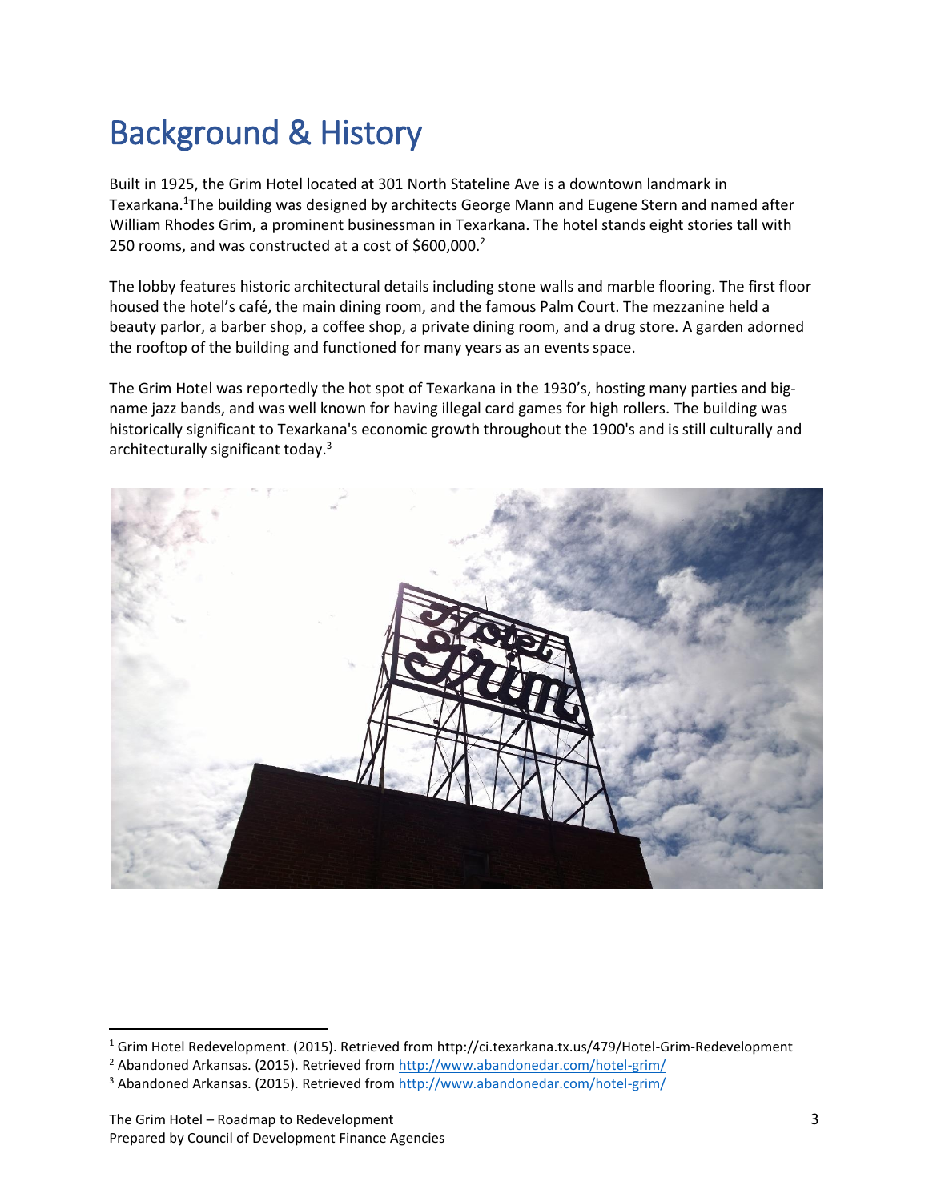# Background & History

Built in 1925, the Grim Hotel located at 301 North Stateline Ave is a downtown landmark in Texarkana.[1]The building was designed by architects George Mann and Eugene Stern and named after William Rhodes Grim, a prominent businessman in Texarkana. The hotel stands eight stories tall with 250 rooms, and was constructed at a cost of $600,000.[2]

The lobby features historic architectural details including stone walls and marble flooring. The first floor housed the hotel's café, the main dining room, and the famous Palm Court. The mezzanine held a beauty parlor, a barber shop, a coffee shop, a private dining room, and a drug store. A garden adorned the rooftop of the building and functioned for many years as an events space.

The Grim Hotel was reportedly the hot spot of Texarkana in the 1930's, hosting many parties and big-name jazz bands, and was well known for having illegal card games for high rollers. The building was historically significant to Texarkana's economic growth throughout the 1900's and is still culturally and architecturally significant today.[3]

---

[1] Grim Hotel Redevelopment. (2015). Retrieved from http://ci.texarkana.tx.us/479/Hotel-Grim-Redevelopment

[2] Abandoned Arkansas. (2015). Retrieved from http://www.abandonedar.com/hotel-grim/

[3] Abandoned Arkansas. (2015). Retrieved from http://www.abandonedar.com/hotel-grim/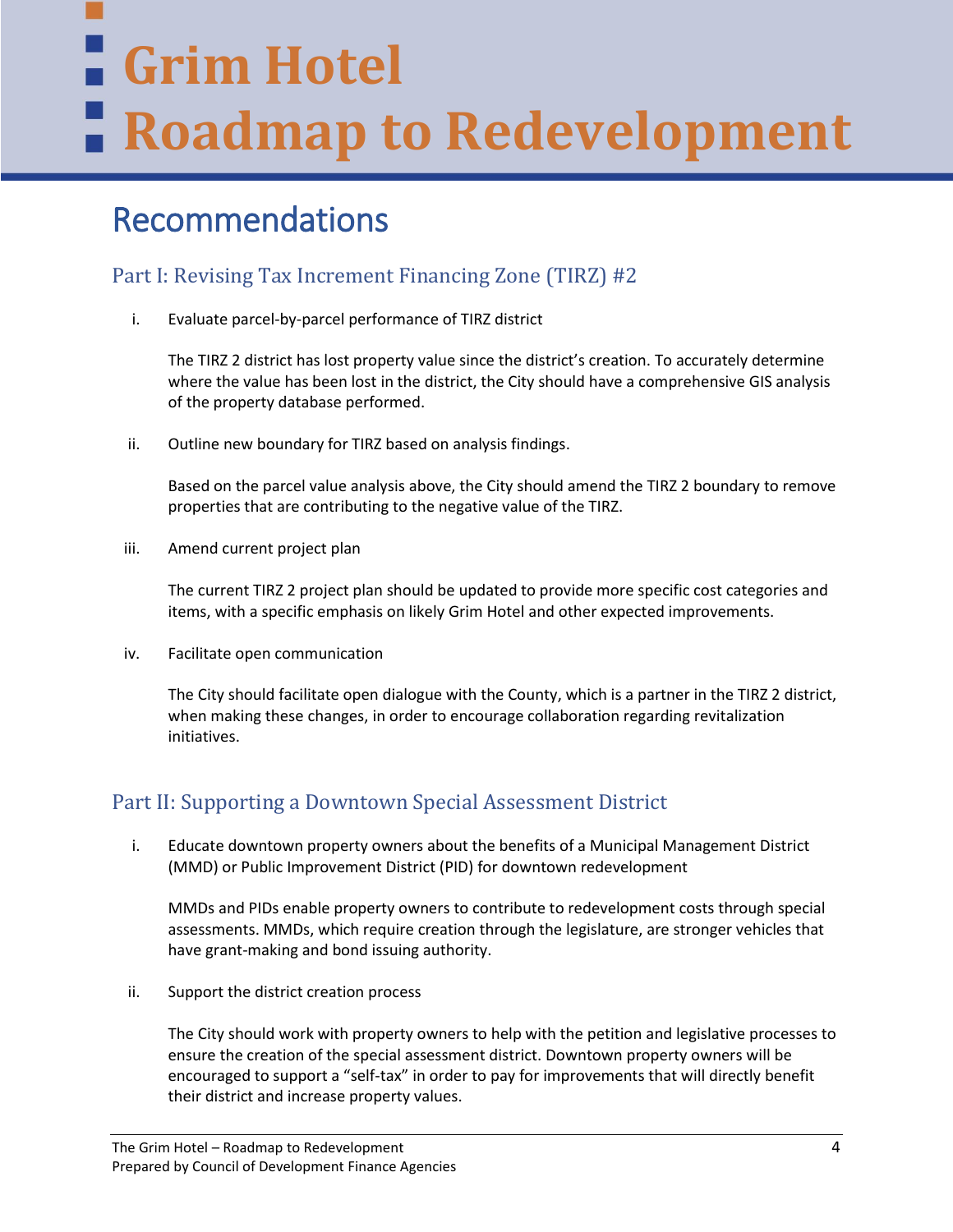# Grim Hotel Roadmap to Redevelopment

## Recommendations

### Part I: Revising Tax Increment Financing Zone (TIRZ) #2

i. Evaluate parcel-by-parcel performance of TIRZ district

   The TIRZ 2 district has lost property value since the district's creation. To accurately determine where the value has been lost in the district, the City should have a comprehensive GIS analysis of the property database performed.

ii. Outline new boundary for TIRZ based on analysis findings.

   Based on the parcel value analysis above, the City should amend the TIRZ 2 boundary to remove properties that are contributing to the negative value of the TIRZ.

iii. Amend current project plan

   The current TIRZ 2 project plan should be updated to provide more specific cost categories and items, with a specific emphasis on likely Grim Hotel and other expected improvements.

iv. Facilitate open communication

   The City should facilitate open dialogue with the County, which is a partner in the TIRZ 2 district, when making these changes, in order to encourage collaboration regarding revitalization initiatives.

### Part II: Supporting a Downtown Special Assessment District

i. Educate downtown property owners about the benefits of a Municipal Management District (MMD) or Public Improvement District (PID) for downtown redevelopment

   MMDs and PIDs enable property owners to contribute to redevelopment costs through special assessments. MMDs, which require creation through the legislature, are stronger vehicles that have grant-making and bond issuing authority.

ii. Support the district creation process

   The City should work with property owners to help with the petition and legislative processes to ensure the creation of the special assessment district. Downtown property owners will be encouraged to support a "self-tax" in order to pay for improvements that will directly benefit their district and increase property values.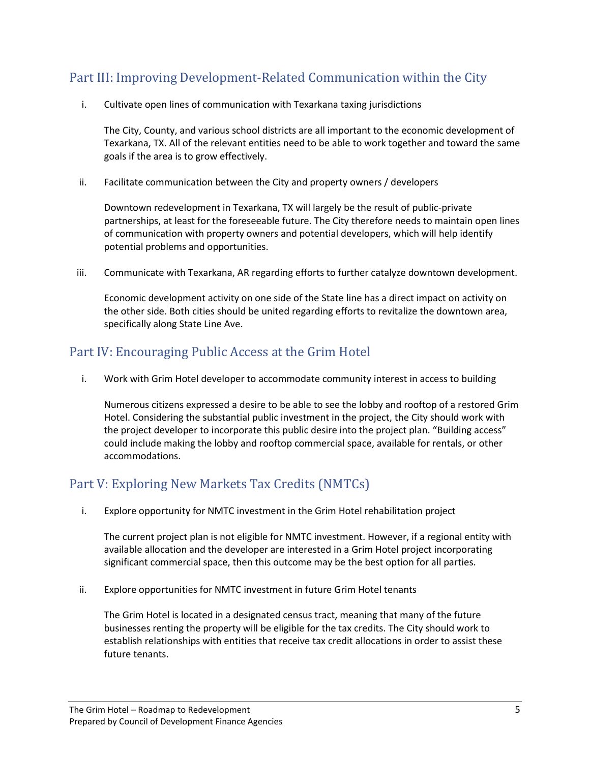## Part III: Improving Development-Related Communication within the City

i. Cultivate open lines of communication with Texarkana taxing jurisdictions

   The City, County, and various school districts are all important to the economic development of Texarkana, TX. All of the relevant entities need to be able to work together and toward the same goals if the area is to grow effectively.

ii. Facilitate communication between the City and property owners / developers

   Downtown redevelopment in Texarkana, TX will largely be the result of public-private partnerships, at least for the foreseeable future. The City therefore needs to maintain open lines of communication with property owners and potential developers, which will help identify potential problems and opportunities.

iii. Communicate with Texarkana, AR regarding efforts to further catalyze downtown development.

   Economic development activity on one side of the State line has a direct impact on activity on the other side. Both cities should be united regarding efforts to revitalize the downtown area, specifically along State Line Ave.

## Part IV: Encouraging Public Access at the Grim Hotel

i. Work with Grim Hotel developer to accommodate community interest in access to building

   Numerous citizens expressed a desire to be able to see the lobby and rooftop of a restored Grim Hotel. Considering the substantial public investment in the project, the City should work with the project developer to incorporate this public desire into the project plan. "Building access" could include making the lobby and rooftop commercial space, available for rentals, or other accommodations.

## Part V: Exploring New Markets Tax Credits (NMTCs)

i. Explore opportunity for NMTC investment in the Grim Hotel rehabilitation project

   The current project plan is not eligible for NMTC investment. However, if a regional entity with available allocation and the developer are interested in a Grim Hotel project incorporating significant commercial space, then this outcome may be the best option for all parties.

ii. Explore opportunities for NMTC investment in future Grim Hotel tenants

   The Grim Hotel is located in a designated census tract, meaning that many of the future businesses renting the property will be eligible for the tax credits. The City should work to establish relationships with entities that receive tax credit allocations in order to assist these future tenants.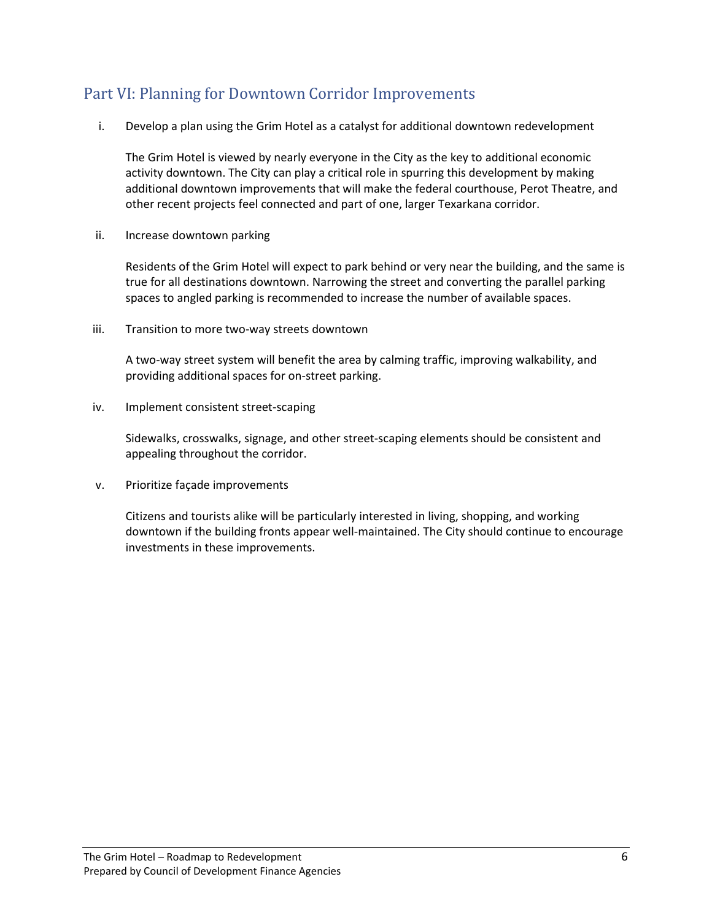## Part VI: Planning for Downtown Corridor Improvements

i. Develop a plan using the Grim Hotel as a catalyst for additional downtown redevelopment

   The Grim Hotel is viewed by nearly everyone in the City as the key to additional economic activity downtown. The City can play a critical role in spurring this development by making additional downtown improvements that will make the federal courthouse, Perot Theatre, and other recent projects feel connected and part of one, larger Texarkana corridor.

ii. Increase downtown parking

   Residents of the Grim Hotel will expect to park behind or very near the building, and the same is true for all destinations downtown. Narrowing the street and converting the parallel parking spaces to angled parking is recommended to increase the number of available spaces.

iii. Transition to more two-way streets downtown

   A two-way street system will benefit the area by calming traffic, improving walkability, and providing additional spaces for on-street parking.

iv. Implement consistent street-scaping

   Sidewalks, crosswalks, signage, and other street-scaping elements should be consistent and appealing throughout the corridor.

v. Prioritize façade improvements

   Citizens and tourists alike will be particularly interested in living, shopping, and working downtown if the building fronts appear well-maintained. The City should continue to encourage investments in these improvements.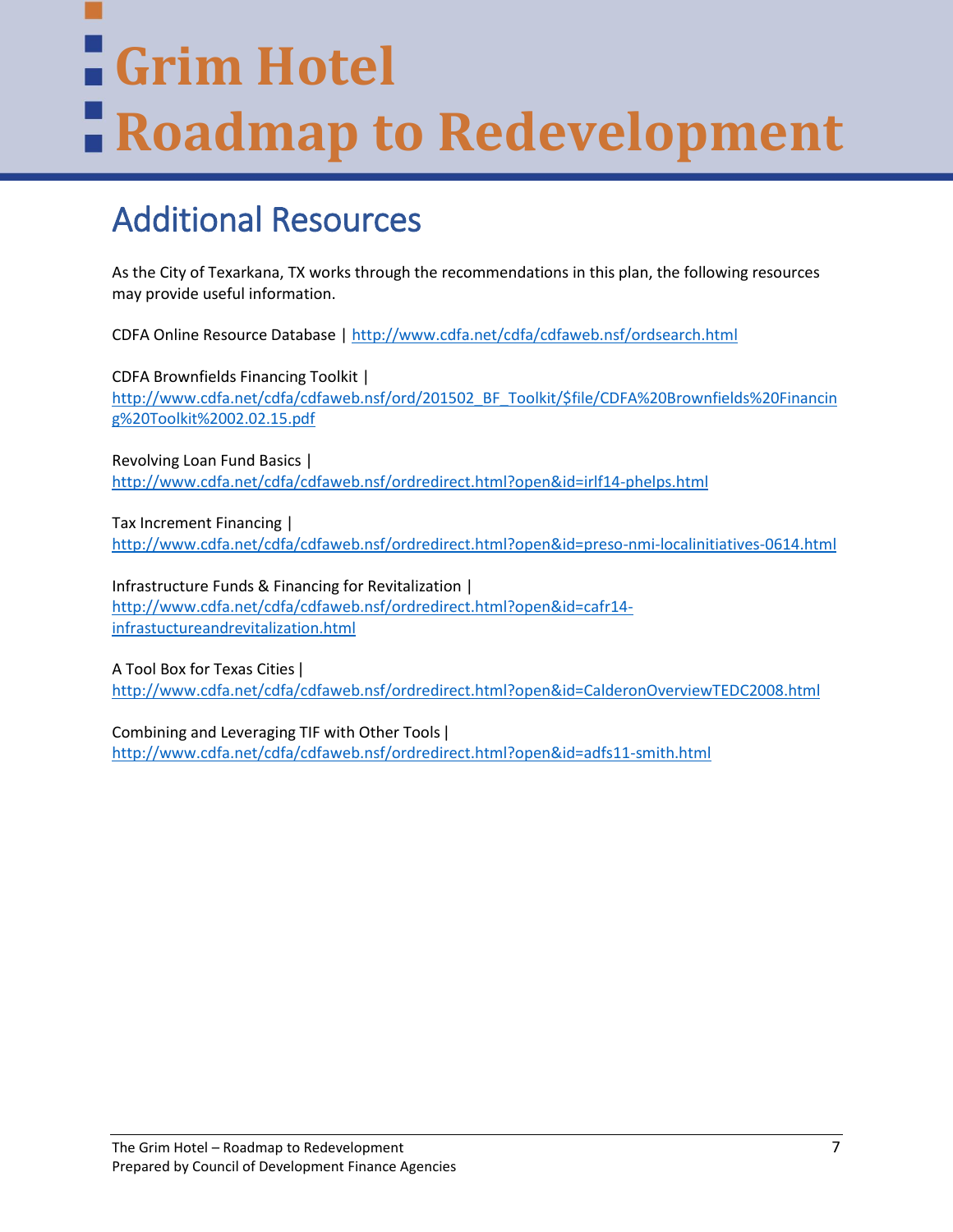# Grim Hotel Roadmap to Redevelopment

## Additional Resources

As the City of Texarkana, TX works through the recommendations in this plan, the following resources may provide useful information.

CDFA Online Resource Database | http://www.cdfa.net/cdfa/cdfaweb.nsf/ordsearch.html

CDFA Brownfields Financing Toolkit | http://www.cdfa.net/cdfa/cdfaweb.nsf/ord/201502_BF_Toolkit/$file/CDFA%20Brownfields%20Financing%20Toolkit%2002.02.15.pdf

Revolving Loan Fund Basics | http://www.cdfa.net/cdfa/cdfaweb.nsf/ordredirect.html?open&id=irlf14-phelps.html

Tax Increment Financing | http://www.cdfa.net/cdfa/cdfaweb.nsf/ordredirect.html?open&id=preso-nmi-localinitiatives-0614.html

Infrastructure Funds & Financing for Revitalization | http://www.cdfa.net/cdfa/cdfaweb.nsf/ordredirect.html?open&id=cafr14-infrastuctureandrevitalization.html

A Tool Box for Texas Cities | http://www.cdfa.net/cdfa/cdfaweb.nsf/ordredirect.html?open&id=CalderonOverviewTEDC2008.html

Combining and Leveraging TIF with Other Tools | http://www.cdfa.net/cdfa/cdfaweb.nsf/ordredirect.html?open&id=adfs11-smith.html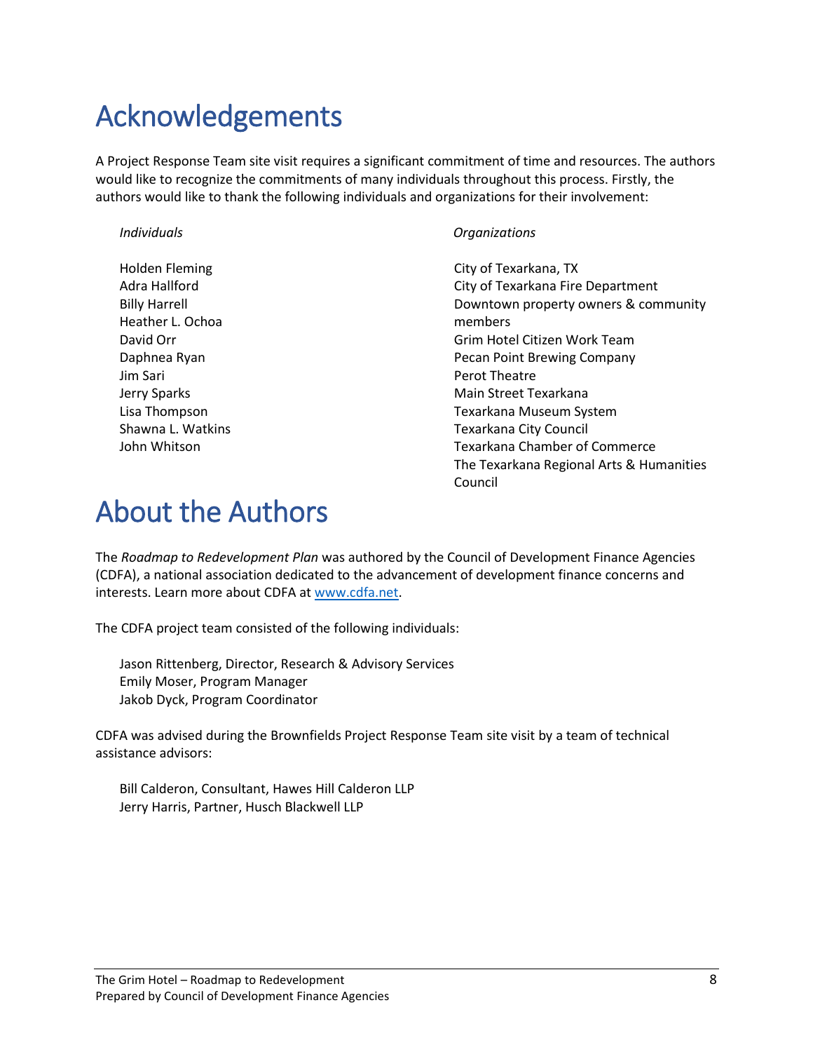# Acknowledgements

A Project Response Team site visit requires a significant commitment of time and resources. The authors would like to recognize the commitments of many individuals throughout this process. Firstly, the authors would like to thank the following individuals and organizations for their involvement:

*Individuals*

Holden Fleming
Adra Hallford
Billy Harrell
Heather L. Ochoa
David Orr
Daphnea Ryan
Jim Sari
Jerry Sparks
Lisa Thompson
Shawna L. Watkins
John Whitson

*Organizations*

City of Texarkana, TX
City of Texarkana Fire Department
Downtown property owners & community members
Grim Hotel Citizen Work Team
Pecan Point Brewing Company
Perot Theatre
Main Street Texarkana
Texarkana Museum System
Texarkana City Council
Texarkana Chamber of Commerce
The Texarkana Regional Arts & Humanities Council

# About the Authors

The *Roadmap to Redevelopment Plan* was authored by the Council of Development Finance Agencies (CDFA), a national association dedicated to the advancement of development finance concerns and interests. Learn more about CDFA at [www.cdfa.net](http://www.cdfa.net).

The CDFA project team consisted of the following individuals:

Jason Rittenberg, Director, Research & Advisory Services
Emily Moser, Program Manager
Jakob Dyck, Program Coordinator

CDFA was advised during the Brownfields Project Response Team site visit by a team of technical assistance advisors:

Bill Calderon, Consultant, Hawes Hill Calderon LLP
Jerry Harris, Partner, Husch Blackwell LLP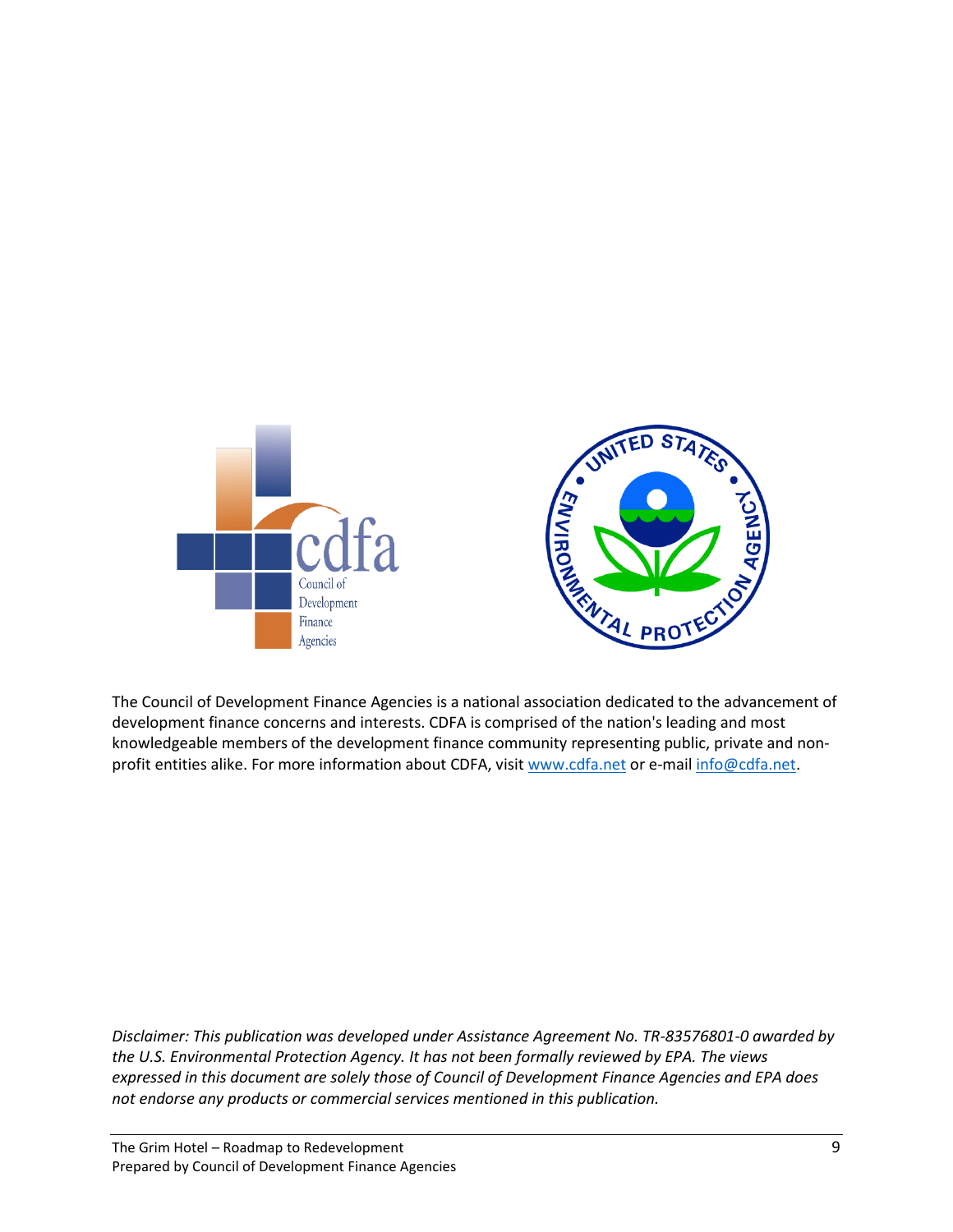The Council of Development Finance Agencies is a national association dedicated to the advancement of development finance concerns and interests. CDFA is comprised of the nation's leading and most knowledgeable members of the development finance community representing public, private and non-profit entities alike. For more information about CDFA, visit www.cdfa.net or e-mail info@cdfa.net.

*Disclaimer: This publication was developed under Assistance Agreement No. TR-83576801-0 awarded by the U.S. Environmental Protection Agency. It has not been formally reviewed by EPA. The views expressed in this document are solely those of Council of Development Finance Agencies and EPA does not endorse any products or commercial services mentioned in this publication.*